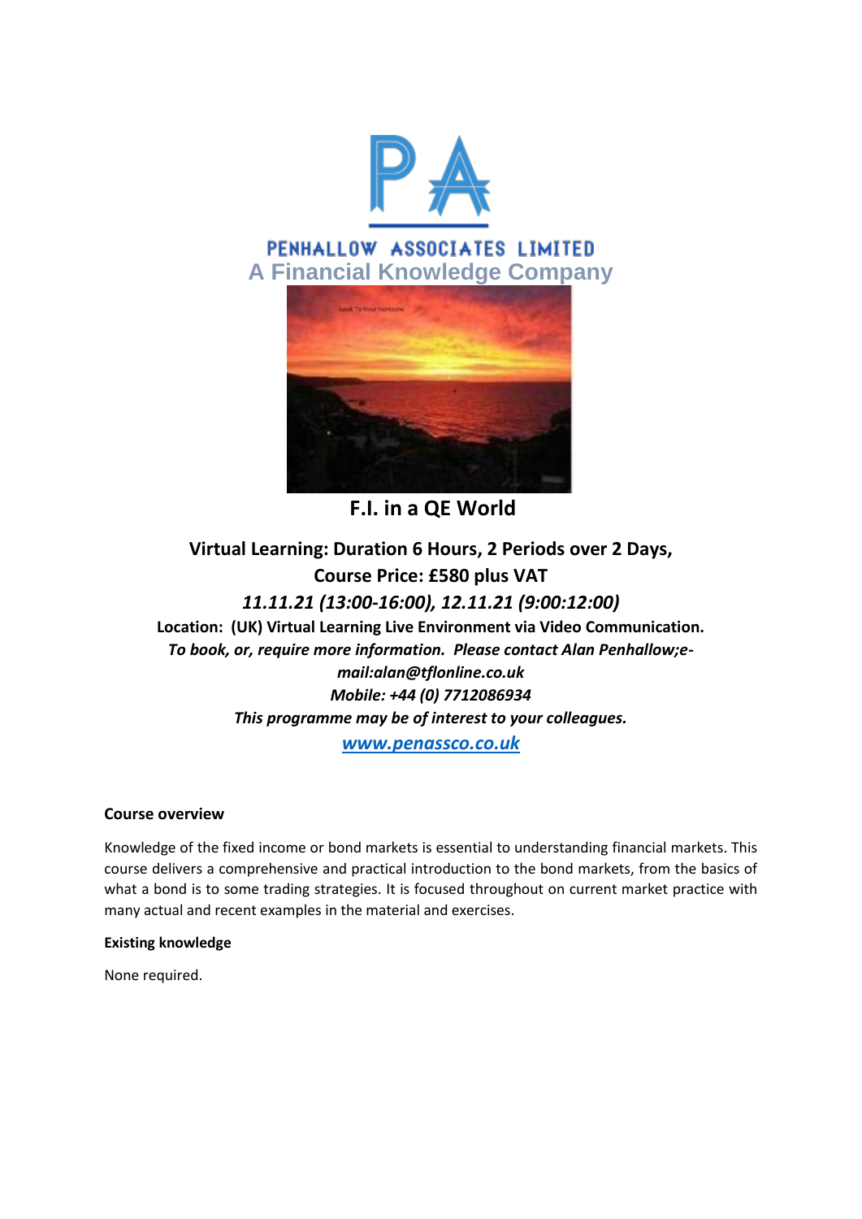PENHALLOW ASSOCIATES LIMITED

A Financial Knowledge Company

# F.I. in a QE World

**Virtual Learning: Duration 6 Hours, 2 Periods over 2 Days,**

**Course Price: £580 plus VAT**

***11.11.21 (13:00-16:00), 12.11.21 (9:00:12:00)***

**Location: (UK) Virtual Learning Live Environment via Video Communication.**

***To book, or, require more information. Please contact Alan Penhallow;e-mail:alan@tflonline.co.uk***

***Mobile: +44 (0) 7712086934***

***This programme may be of interest to your colleagues.***

***[www.penassco.co.uk](http://www.penassco.co.uk)***

**Course overview**

Knowledge of the fixed income or bond markets is essential to understanding financial markets. This course delivers a comprehensive and practical introduction to the bond markets, from the basics of what a bond is to some trading strategies. It is focused throughout on current market practice with many actual and recent examples in the material and exercises.

**Existing knowledge**

None required.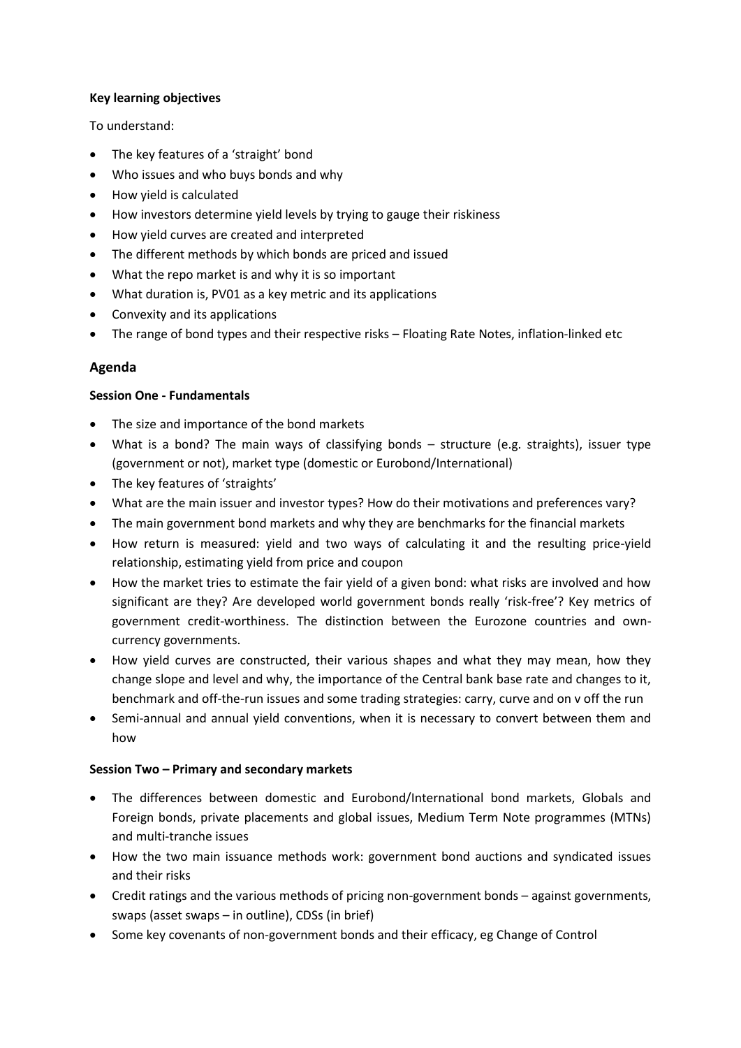**Key learning objectives**

To understand:

- The key features of a 'straight' bond
- Who issues and who buys bonds and why
- How yield is calculated
- How investors determine yield levels by trying to gauge their riskiness
- How yield curves are created and interpreted
- The different methods by which bonds are priced and issued
- What the repo market is and why it is so important
- What duration is, PV01 as a key metric and its applications
- Convexity and its applications
- The range of bond types and their respective risks – Floating Rate Notes, inflation-linked etc

## Agenda

**Session One - Fundamentals**

- The size and importance of the bond markets
- What is a bond? The main ways of classifying bonds – structure (e.g. straights), issuer type (government or not), market type (domestic or Eurobond/International)
- The key features of 'straights'
- What are the main issuer and investor types? How do their motivations and preferences vary?
- The main government bond markets and why they are benchmarks for the financial markets
- How return is measured: yield and two ways of calculating it and the resulting price-yield relationship, estimating yield from price and coupon
- How the market tries to estimate the fair yield of a given bond: what risks are involved and how significant are they? Are developed world government bonds really 'risk-free'? Key metrics of government credit-worthiness. The distinction between the Eurozone countries and own-currency governments.
- How yield curves are constructed, their various shapes and what they may mean, how they change slope and level and why, the importance of the Central bank base rate and changes to it, benchmark and off-the-run issues and some trading strategies: carry, curve and on v off the run
- Semi-annual and annual yield conventions, when it is necessary to convert between them and how

**Session Two – Primary and secondary markets**

- The differences between domestic and Eurobond/International bond markets, Globals and Foreign bonds, private placements and global issues, Medium Term Note programmes (MTNs) and multi-tranche issues
- How the two main issuance methods work: government bond auctions and syndicated issues and their risks
- Credit ratings and the various methods of pricing non-government bonds – against governments, swaps (asset swaps – in outline), CDSs (in brief)
- Some key covenants of non-government bonds and their efficacy, eg Change of Control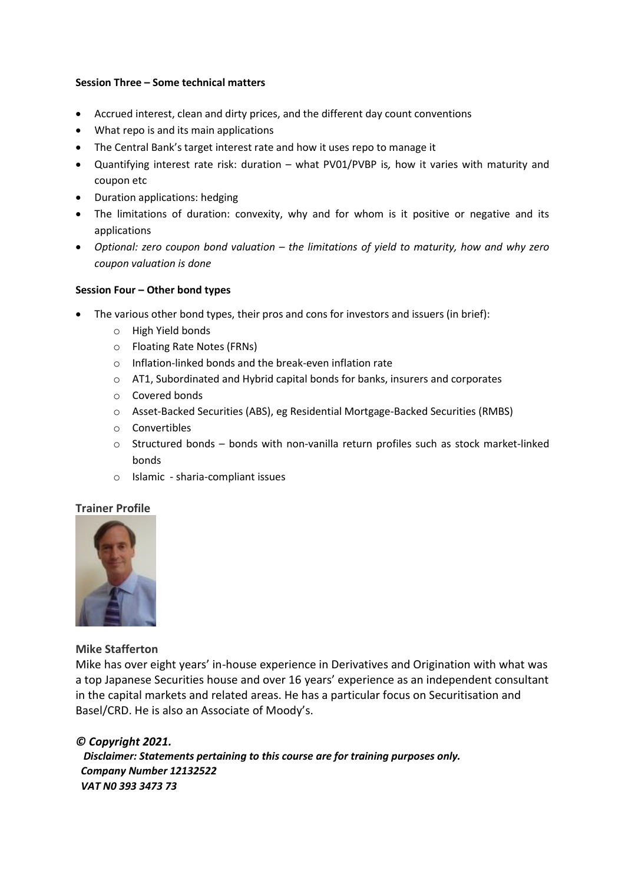**Session Three – Some technical matters**

- Accrued interest, clean and dirty prices, and the different day count conventions
- What repo is and its main applications
- The Central Bank's target interest rate and how it uses repo to manage it
- Quantifying interest rate risk: duration – what PV01/PVBP is*,* how it varies with maturity and coupon etc
- Duration applications: hedging
- The limitations of duration: convexity, why and for whom is it positive or negative and its applications
- *Optional: zero coupon bond valuation – the limitations of yield to maturity, how and why zero coupon valuation is done*

**Session Four – Other bond types**

- The various other bond types, their pros and cons for investors and issuers (in brief):
  - High Yield bonds
  - Floating Rate Notes (FRNs)
  - Inflation-linked bonds and the break-even inflation rate
  - AT1, Subordinated and Hybrid capital bonds for banks, insurers and corporates
  - Covered bonds
  - Asset-Backed Securities (ABS), eg Residential Mortgage-Backed Securities (RMBS)
  - Convertibles
  - Structured bonds – bonds with non-vanilla return profiles such as stock market-linked bonds
  - Islamic - sharia-compliant issues

## Trainer Profile

### Mike Stafferton

Mike has over eight years' in-house experience in Derivatives and Origination with what was a top Japanese Securities house and over 16 years' experience as an independent consultant in the capital markets and related areas. He has a particular focus on Securitisation and Basel/CRD. He is also an Associate of Moody's.

***© Copyright 2021.***

***Disclaimer: Statements pertaining to this course are for training purposes only.***

***Company Number 12132522***

***VAT N0 393 3473 73***